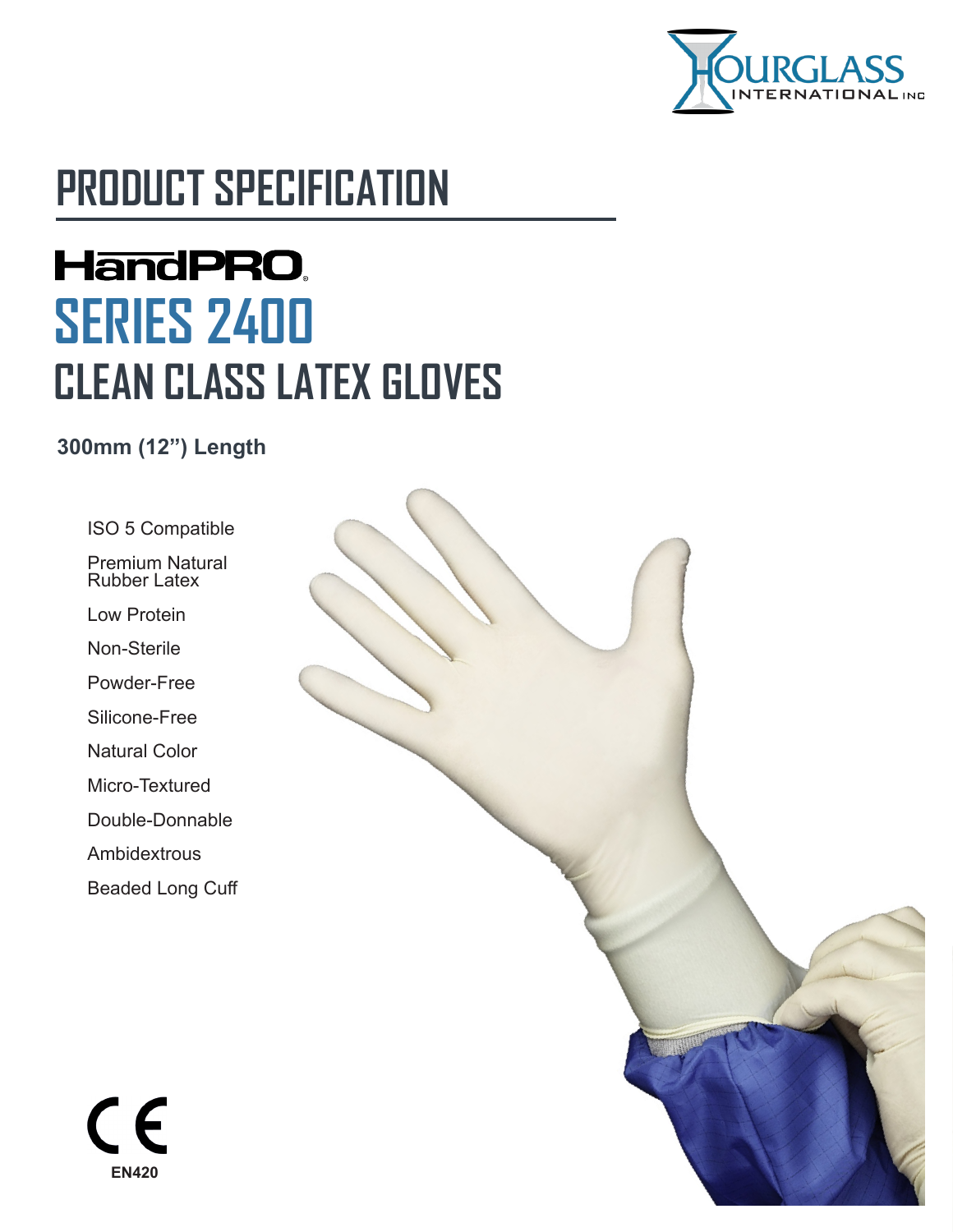HOURGLASS INTERNATIONAL INC

# PRODUCT SPECIFICATION

## HandPRO

## SERIES 2400

## CLEAN CLASS LATEX GLOVES

**300mm (12”) Length**

- ISO 5 Compatible
- Premium Natural Rubber Latex
- Low Protein
- Non-Sterile
- Powder-Free
- Silicone-Free
- Natural Color
- Micro-Textured
- Double-Donnable
- Ambidextrous
- Beaded Long Cuff

CE

**EN420**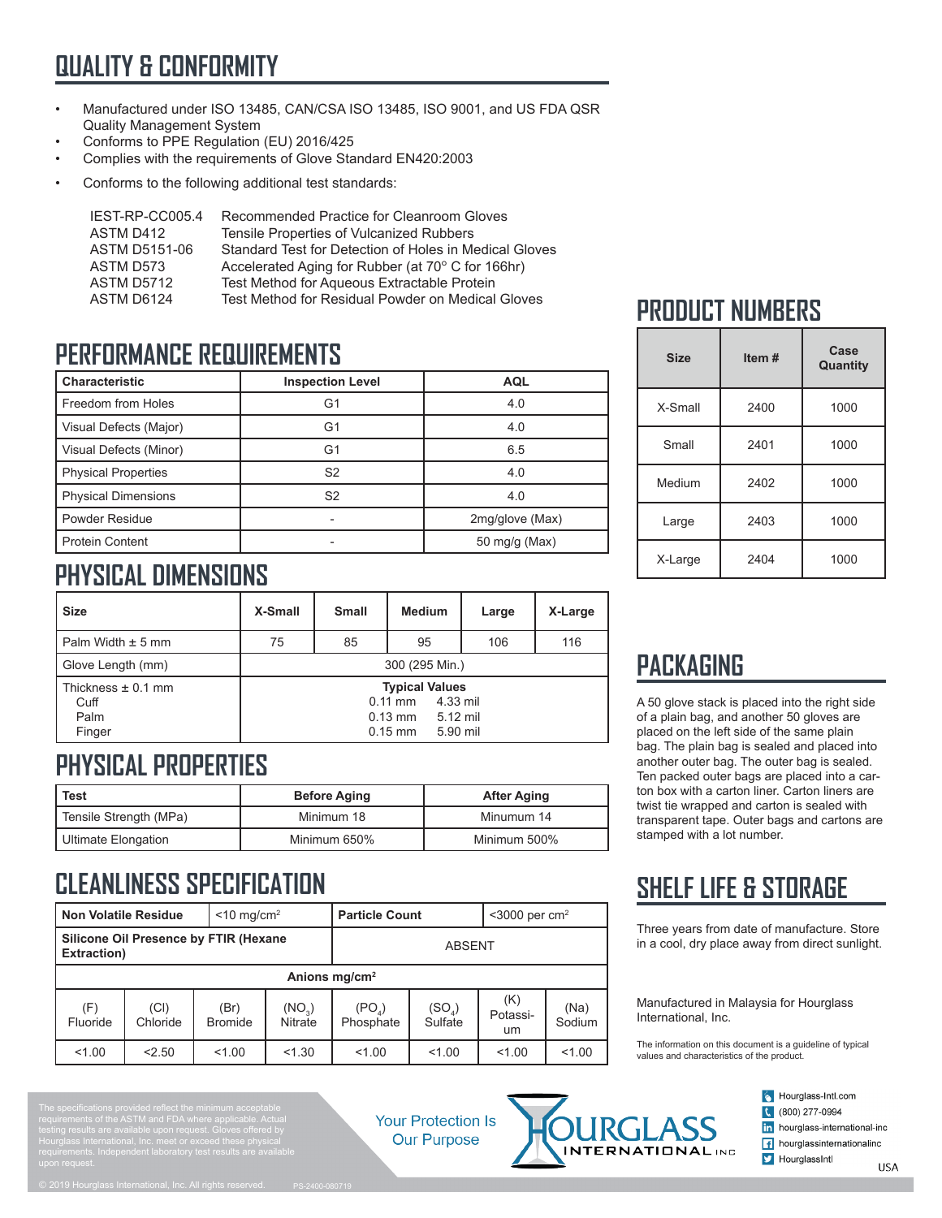## QUALITY & CONFORMITY

- Manufactured under ISO 13485, CAN/CSA ISO 13485, ISO 9001, and US FDA QSR Quality Management System
- Conforms to PPE Regulation (EU) 2016/425
- Complies with the requirements of Glove Standard EN420:2003
- Conforms to the following additional test standards:

| | |
|---|---|
| IEST-RP-CC005.4 | Recommended Practice for Cleanroom Gloves |
| ASTM D412 | Tensile Properties of Vulcanized Rubbers |
| ASTM D5151-06 | Standard Test for Detection of Holes in Medical Gloves |
| ASTM D573 | Accelerated Aging for Rubber (at 70° C for 166hr) |
| ASTM D5712 | Test Method for Aqueous Extractable Protein |
| ASTM D6124 | Test Method for Residual Powder on Medical Gloves |

## PERFORMANCE REQUIREMENTS

| Characteristic | Inspection Level | AQL |
|---|---|---|
| Freedom from Holes | G1 | 4.0 |
| Visual Defects (Major) | G1 | 4.0 |
| Visual Defects (Minor) | G1 | 6.5 |
| Physical Properties | S2 | 4.0 |
| Physical Dimensions | S2 | 4.0 |
| Powder Residue | - | 2mg/glove (Max) |
| Protein Content | - | 50 mg/g (Max) |

## PHYSICAL DIMENSIONS

| Size | X-Small | Small | Medium | Large | X-Large |
|---|---|---|---|---|---|
| Palm Width ± 5 mm | 75 | 85 | 95 | 106 | 116 |
| Glove Length (mm) | 300 (295 Min.) | | | | |
| Thickness ± 0.1 mm | **Typical Values** | | | | |
| Cuff | 0.11 mm 4.33 mil | | | | |
| Palm | 0.13 mm 5.12 mil | | | | |
| Finger | 0.15 mm 5.90 mil | | | | |

## PHYSICAL PROPERTIES

| Test | Before Aging | After Aging |
|---|---|---|
| Tensile Strength (MPa) | Minimum 18 | Minumum 14 |
| Ultimate Elongation | Minimum 650% | Minimum 500% |

## CLEANLINESS SPECIFICATION

| Non Volatile Residue | <10 mg/cm$^2$ | Particle Count | <3000 per cm$^2$ |
|---|---|---|---|
| Silicone Oil Presence by FTIR (Hexane Extraction) | | ABSENT | |

**Anions mg/cm$^2$**

| (F) Fluoride | (Cl) Chloride | (Br) Bromide | ($NO_3$) Nitrate | ($PO_4$) Phosphate | ($SO_4$) Sulfate | (K) Potassium | (Na) Sodium |
|---|---|---|---|---|---|---|---|
| <1.00 | <2.50 | <1.00 | <1.30 | <1.00 | <1.00 | <1.00 | <1.00 |

## PRODUCT NUMBERS

| Size | Item # | Case Quantity |
|---|---|---|
| X-Small | 2400 | 1000 |
| Small | 2401 | 1000 |
| Medium | 2402 | 1000 |
| Large | 2403 | 1000 |
| X-Large | 2404 | 1000 |

## PACKAGING

A 50 glove stack is placed into the right side of a plain bag, and another 50 gloves are placed on the left side of the same plain bag. The plain bag is sealed and placed into another outer bag. The outer bag is sealed. Ten packed outer bags are placed into a carton box with a carton liner. Carton liners are twist tie wrapped and carton is sealed with transparent tape. Outer bags and cartons are stamped with a lot number.

## SHELF LIFE & STORAGE

Three years from date of manufacture. Store in a cool, dry place away from direct sunlight.

Manufactured in Malaysia for Hourglass International, Inc.

The information on this document is a guideline of typical values and characteristics of the product.

The specifications provided reflect the minimum acceptable requirements of the ASTM and FDA where applicable. Actual testing results are available upon request. Gloves offered by Hourglass International, Inc. meet or exceed these physical requirements. Independent laboratory test results are available upon request.

© 2019 Hourglass International, Inc. All rights reserved. PS-2400-080719

Your Protection Is Our Purpose

HOURGLASS INTERNATIONAL INC

Hourglass-Intl.com
(800) 277-0994
hourglass-international-inc
hourglassinternationalinc
HourglassIntl
USA